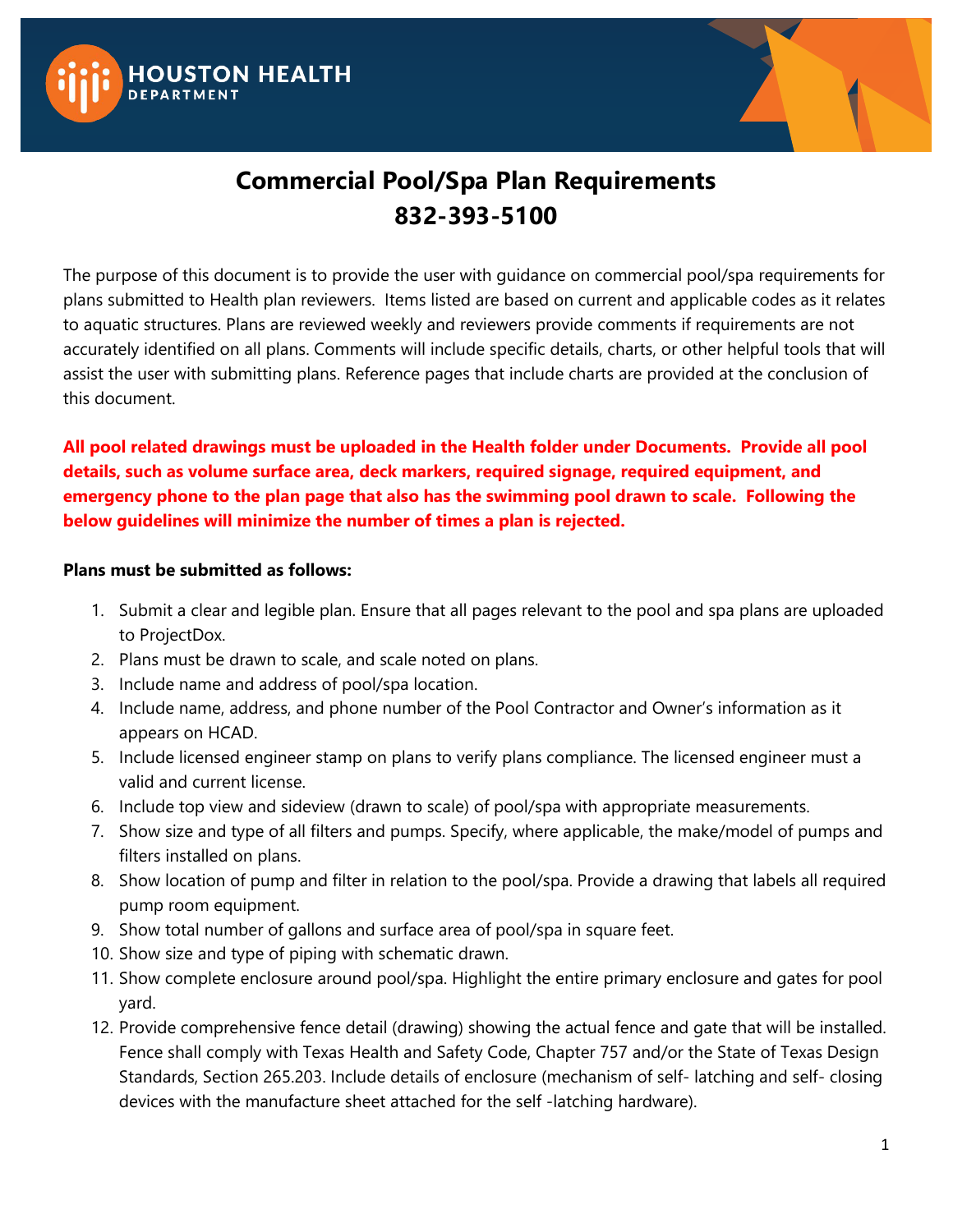HOUSTON HEALTH DEPARTMENT

# Commercial Pool/Spa Plan Requirements
# 832-393-5100

The purpose of this document is to provide the user with guidance on commercial pool/spa requirements for plans submitted to Health plan reviewers. Items listed are based on current and applicable codes as it relates to aquatic structures. Plans are reviewed weekly and reviewers provide comments if requirements are not accurately identified on all plans. Comments will include specific details, charts, or other helpful tools that will assist the user with submitting plans. Reference pages that include charts are provided at the conclusion of this document.

**All pool related drawings must be uploaded in the Health folder under Documents. Provide all pool details, such as volume surface area, deck markers, required signage, required equipment, and emergency phone to the plan page that also has the swimming pool drawn to scale. Following the below guidelines will minimize the number of times a plan is rejected.**

**Plans must be submitted as follows:**

1. Submit a clear and legible plan. Ensure that all pages relevant to the pool and spa plans are uploaded to ProjectDox.
2. Plans must be drawn to scale, and scale noted on plans.
3. Include name and address of pool/spa location.
4. Include name, address, and phone number of the Pool Contractor and Owner's information as it appears on HCAD.
5. Include licensed engineer stamp on plans to verify plans compliance. The licensed engineer must a valid and current license.
6. Include top view and sideview (drawn to scale) of pool/spa with appropriate measurements.
7. Show size and type of all filters and pumps. Specify, where applicable, the make/model of pumps and filters installed on plans.
8. Show location of pump and filter in relation to the pool/spa. Provide a drawing that labels all required pump room equipment.
9. Show total number of gallons and surface area of pool/spa in square feet.
10. Show size and type of piping with schematic drawn.
11. Show complete enclosure around pool/spa. Highlight the entire primary enclosure and gates for pool yard.
12. Provide comprehensive fence detail (drawing) showing the actual fence and gate that will be installed. Fence shall comply with Texas Health and Safety Code, Chapter 757 and/or the State of Texas Design Standards, Section 265.203. Include details of enclosure (mechanism of self- latching and self- closing devices with the manufacture sheet attached for the self -latching hardware).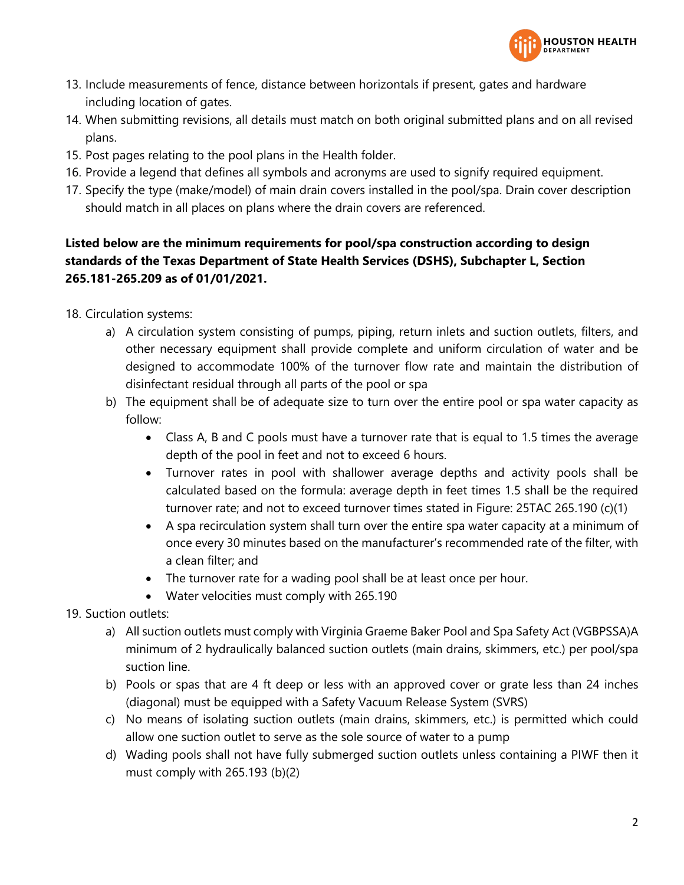13. Include measurements of fence, distance between horizontals if present, gates and hardware including location of gates.
14. When submitting revisions, all details must match on both original submitted plans and on all revised plans.
15. Post pages relating to the pool plans in the Health folder.
16. Provide a legend that defines all symbols and acronyms are used to signify required equipment.
17. Specify the type (make/model) of main drain covers installed in the pool/spa. Drain cover description should match in all places on plans where the drain covers are referenced.

**Listed below are the minimum requirements for pool/spa construction according to design standards of the Texas Department of State Health Services (DSHS), Subchapter L, Section 265.181-265.209 as of 01/01/2021.**

18. Circulation systems:
    a) A circulation system consisting of pumps, piping, return inlets and suction outlets, filters, and other necessary equipment shall provide complete and uniform circulation of water and be designed to accommodate 100% of the turnover flow rate and maintain the distribution of disinfectant residual through all parts of the pool or spa
    b) The equipment shall be of adequate size to turn over the entire pool or spa water capacity as follow:
        - Class A, B and C pools must have a turnover rate that is equal to 1.5 times the average depth of the pool in feet and not to exceed 6 hours.
        - Turnover rates in pool with shallower average depths and activity pools shall be calculated based on the formula: average depth in feet times 1.5 shall be the required turnover rate; and not to exceed turnover times stated in Figure: 25TAC 265.190 (c)(1)
        - A spa recirculation system shall turn over the entire spa water capacity at a minimum of once every 30 minutes based on the manufacturer's recommended rate of the filter, with a clean filter; and
        - The turnover rate for a wading pool shall be at least once per hour.
        - Water velocities must comply with 265.190
19. Suction outlets:
    a) All suction outlets must comply with Virginia Graeme Baker Pool and Spa Safety Act (VGBPSSA)A minimum of 2 hydraulically balanced suction outlets (main drains, skimmers, etc.) per pool/spa suction line.
    b) Pools or spas that are 4 ft deep or less with an approved cover or grate less than 24 inches (diagonal) must be equipped with a Safety Vacuum Release System (SVRS)
    c) No means of isolating suction outlets (main drains, skimmers, etc.) is permitted which could allow one suction outlet to serve as the sole source of water to a pump
    d) Wading pools shall not have fully submerged suction outlets unless containing a PIWF then it must comply with 265.193 (b)(2)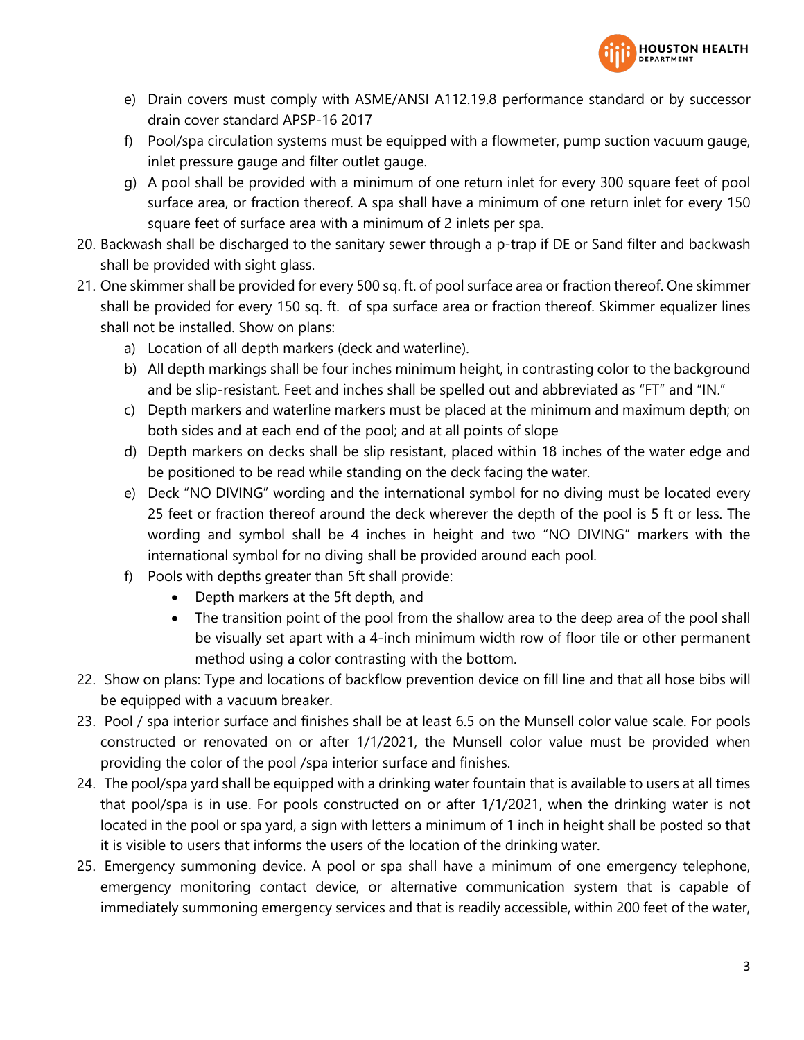e) Drain covers must comply with ASME/ANSI A112.19.8 performance standard or by successor drain cover standard APSP-16 2017

f) Pool/spa circulation systems must be equipped with a flowmeter, pump suction vacuum gauge, inlet pressure gauge and filter outlet gauge.

g) A pool shall be provided with a minimum of one return inlet for every 300 square feet of pool surface area, or fraction thereof. A spa shall have a minimum of one return inlet for every 150 square feet of surface area with a minimum of 2 inlets per spa.

20. Backwash shall be discharged to the sanitary sewer through a p-trap if DE or Sand filter and backwash shall be provided with sight glass.
21. One skimmer shall be provided for every 500 sq. ft. of pool surface area or fraction thereof. One skimmer shall be provided for every 150 sq. ft. of spa surface area or fraction thereof. Skimmer equalizer lines shall not be installed. Show on plans:
    a) Location of all depth markers (deck and waterline).
    b) All depth markings shall be four inches minimum height, in contrasting color to the background and be slip-resistant. Feet and inches shall be spelled out and abbreviated as "FT" and "IN."
    c) Depth markers and waterline markers must be placed at the minimum and maximum depth; on both sides and at each end of the pool; and at all points of slope
    d) Depth markers on decks shall be slip resistant, placed within 18 inches of the water edge and be positioned to be read while standing on the deck facing the water.
    e) Deck "NO DIVING" wording and the international symbol for no diving must be located every 25 feet or fraction thereof around the deck wherever the depth of the pool is 5 ft or less. The wording and symbol shall be 4 inches in height and two "NO DIVING" markers with the international symbol for no diving shall be provided around each pool.
    f) Pools with depths greater than 5ft shall provide:
        - Depth markers at the 5ft depth, and
        - The transition point of the pool from the shallow area to the deep area of the pool shall be visually set apart with a 4-inch minimum width row of floor tile or other permanent method using a color contrasting with the bottom.
22. Show on plans: Type and locations of backflow prevention device on fill line and that all hose bibs will be equipped with a vacuum breaker.
23. Pool / spa interior surface and finishes shall be at least 6.5 on the Munsell color value scale. For pools constructed or renovated on or after 1/1/2021, the Munsell color value must be provided when providing the color of the pool /spa interior surface and finishes.
24. The pool/spa yard shall be equipped with a drinking water fountain that is available to users at all times that pool/spa is in use. For pools constructed on or after 1/1/2021, when the drinking water is not located in the pool or spa yard, a sign with letters a minimum of 1 inch in height shall be posted so that it is visible to users that informs the users of the location of the drinking water.
25. Emergency summoning device. A pool or spa shall have a minimum of one emergency telephone, emergency monitoring contact device, or alternative communication system that is capable of immediately summoning emergency services and that is readily accessible, within 200 feet of the water,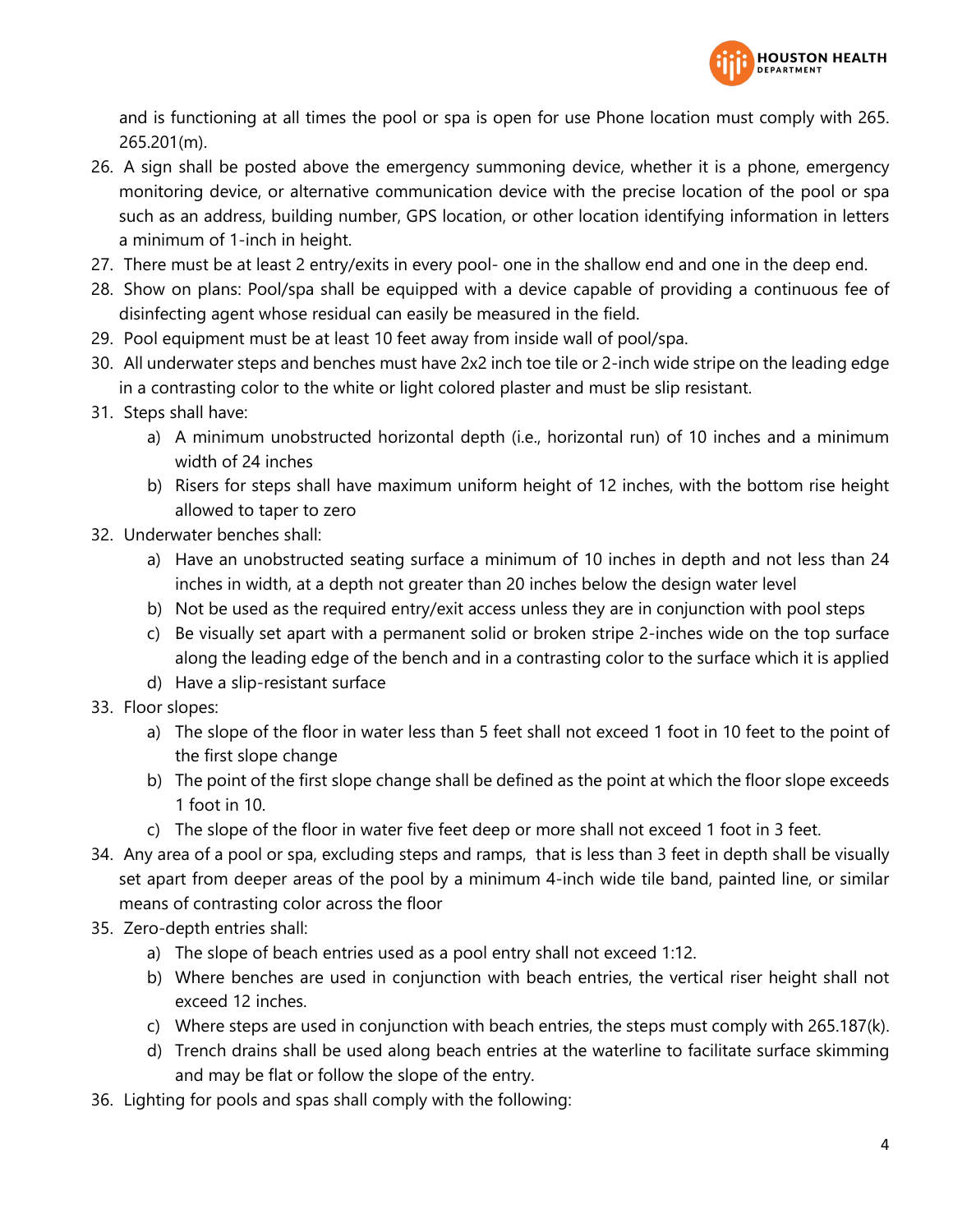and is functioning at all times the pool or spa is open for use Phone location must comply with 265. 265.201(m).

26. A sign shall be posted above the emergency summoning device, whether it is a phone, emergency monitoring device, or alternative communication device with the precise location of the pool or spa such as an address, building number, GPS location, or other location identifying information in letters a minimum of 1-inch in height.
27. There must be at least 2 entry/exits in every pool- one in the shallow end and one in the deep end.
28. Show on plans: Pool/spa shall be equipped with a device capable of providing a continuous fee of disinfecting agent whose residual can easily be measured in the field.
29. Pool equipment must be at least 10 feet away from inside wall of pool/spa.
30. All underwater steps and benches must have 2x2 inch toe tile or 2-inch wide stripe on the leading edge in a contrasting color to the white or light colored plaster and must be slip resistant.
31. Steps shall have:
    a) A minimum unobstructed horizontal depth (i.e., horizontal run) of 10 inches and a minimum width of 24 inches
    b) Risers for steps shall have maximum uniform height of 12 inches, with the bottom rise height allowed to taper to zero
32. Underwater benches shall:
    a) Have an unobstructed seating surface a minimum of 10 inches in depth and not less than 24 inches in width, at a depth not greater than 20 inches below the design water level
    b) Not be used as the required entry/exit access unless they are in conjunction with pool steps
    c) Be visually set apart with a permanent solid or broken stripe 2-inches wide on the top surface along the leading edge of the bench and in a contrasting color to the surface which it is applied
    d) Have a slip-resistant surface
33. Floor slopes:
    a) The slope of the floor in water less than 5 feet shall not exceed 1 foot in 10 feet to the point of the first slope change
    b) The point of the first slope change shall be defined as the point at which the floor slope exceeds 1 foot in 10.
    c) The slope of the floor in water five feet deep or more shall not exceed 1 foot in 3 feet.
34. Any area of a pool or spa, excluding steps and ramps, that is less than 3 feet in depth shall be visually set apart from deeper areas of the pool by a minimum 4-inch wide tile band, painted line, or similar means of contrasting color across the floor
35. Zero-depth entries shall:
    a) The slope of beach entries used as a pool entry shall not exceed 1:12.
    b) Where benches are used in conjunction with beach entries, the vertical riser height shall not exceed 12 inches.
    c) Where steps are used in conjunction with beach entries, the steps must comply with 265.187(k).
    d) Trench drains shall be used along beach entries at the waterline to facilitate surface skimming and may be flat or follow the slope of the entry.
36. Lighting for pools and spas shall comply with the following: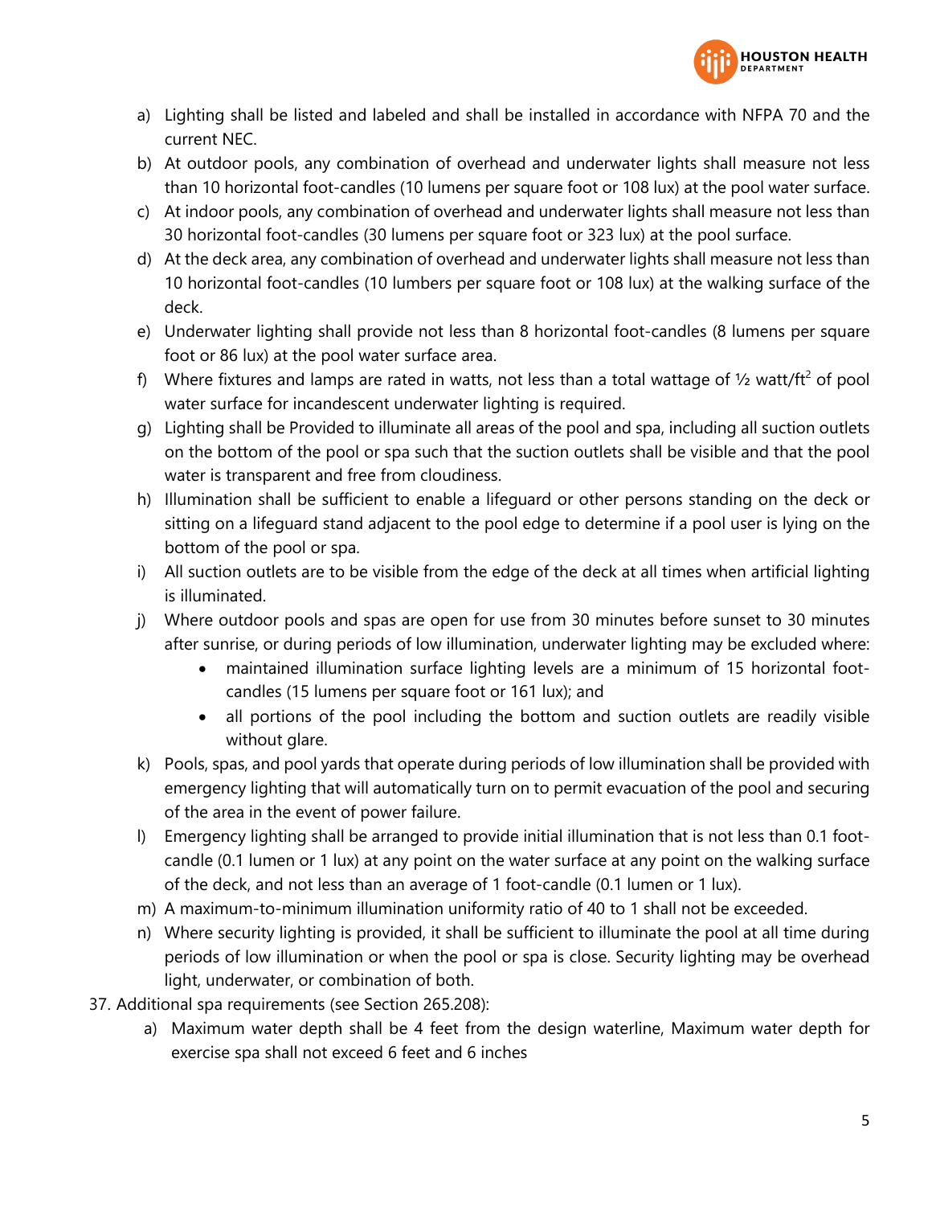a) Lighting shall be listed and labeled and shall be installed in accordance with NFPA 70 and the current NEC.
b) At outdoor pools, any combination of overhead and underwater lights shall measure not less than 10 horizontal foot-candles (10 lumens per square foot or 108 lux) at the pool water surface.
c) At indoor pools, any combination of overhead and underwater lights shall measure not less than 30 horizontal foot-candles (30 lumens per square foot or 323 lux) at the pool surface.
d) At the deck area, any combination of overhead and underwater lights shall measure not less than 10 horizontal foot-candles (10 lumbers per square foot or 108 lux) at the walking surface of the deck.
e) Underwater lighting shall provide not less than 8 horizontal foot-candles (8 lumens per square foot or 86 lux) at the pool water surface area.
f) Where fixtures and lamps are rated in watts, not less than a total wattage of ½ watt/ft$^2$ of pool water surface for incandescent underwater lighting is required.
g) Lighting shall be Provided to illuminate all areas of the pool and spa, including all suction outlets on the bottom of the pool or spa such that the suction outlets shall be visible and that the pool water is transparent and free from cloudiness.
h) Illumination shall be sufficient to enable a lifeguard or other persons standing on the deck or sitting on a lifeguard stand adjacent to the pool edge to determine if a pool user is lying on the bottom of the pool or spa.
i) All suction outlets are to be visible from the edge of the deck at all times when artificial lighting is illuminated.
j) Where outdoor pools and spas are open for use from 30 minutes before sunset to 30 minutes after sunrise, or during periods of low illumination, underwater lighting may be excluded where:
   - maintained illumination surface lighting levels are a minimum of 15 horizontal foot-candles (15 lumens per square foot or 161 lux); and
   - all portions of the pool including the bottom and suction outlets are readily visible without glare.
k) Pools, spas, and pool yards that operate during periods of low illumination shall be provided with emergency lighting that will automatically turn on to permit evacuation of the pool and securing of the area in the event of power failure.
l) Emergency lighting shall be arranged to provide initial illumination that is not less than 0.1 foot-candle (0.1 lumen or 1 lux) at any point on the water surface at any point on the walking surface of the deck, and not less than an average of 1 foot-candle (0.1 lumen or 1 lux).
m) A maximum-to-minimum illumination uniformity ratio of 40 to 1 shall not be exceeded.
n) Where security lighting is provided, it shall be sufficient to illuminate the pool at all time during periods of low illumination or when the pool or spa is close. Security lighting may be overhead light, underwater, or combination of both.

37. Additional spa requirements (see Section 265.208):
    a) Maximum water depth shall be 4 feet from the design waterline, Maximum water depth for exercise spa shall not exceed 6 feet and 6 inches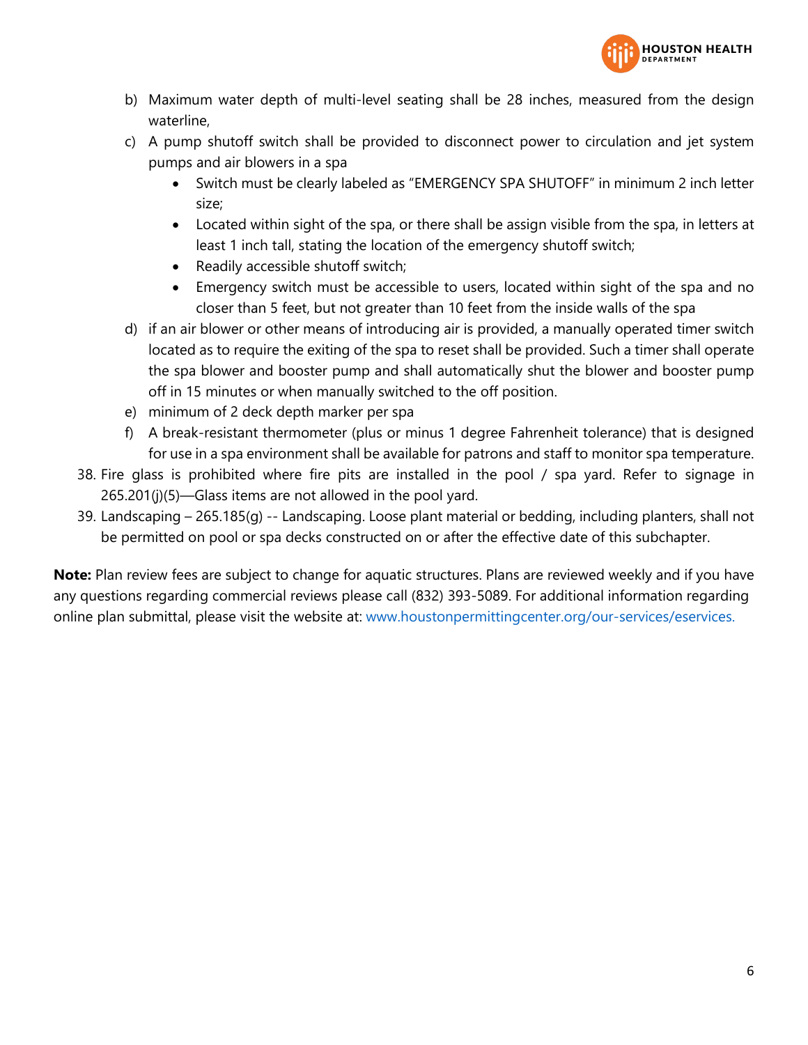b) Maximum water depth of multi-level seating shall be 28 inches, measured from the design waterline,

c) A pump shutoff switch shall be provided to disconnect power to circulation and jet system pumps and air blowers in a spa

- Switch must be clearly labeled as "EMERGENCY SPA SHUTOFF" in minimum 2 inch letter size;
- Located within sight of the spa, or there shall be assign visible from the spa, in letters at least 1 inch tall, stating the location of the emergency shutoff switch;
- Readily accessible shutoff switch;
- Emergency switch must be accessible to users, located within sight of the spa and no closer than 5 feet, but not greater than 10 feet from the inside walls of the spa

d) if an air blower or other means of introducing air is provided, a manually operated timer switch located as to require the exiting of the spa to reset shall be provided. Such a timer shall operate the spa blower and booster pump and shall automatically shut the blower and booster pump off in 15 minutes or when manually switched to the off position.

e) minimum of 2 deck depth marker per spa

f) A break-resistant thermometer (plus or minus 1 degree Fahrenheit tolerance) that is designed for use in a spa environment shall be available for patrons and staff to monitor spa temperature.

38. Fire glass is prohibited where fire pits are installed in the pool / spa yard. Refer to signage in 265.201(j)(5)—Glass items are not allowed in the pool yard.
39. Landscaping – 265.185(g) -- Landscaping. Loose plant material or bedding, including planters, shall not be permitted on pool or spa decks constructed on or after the effective date of this subchapter.

**Note:** Plan review fees are subject to change for aquatic structures. Plans are reviewed weekly and if you have any questions regarding commercial reviews please call (832) 393-5089. For additional information regarding online plan submittal, please visit the website at: www.houstonpermittingcenter.org/our-services/eservices.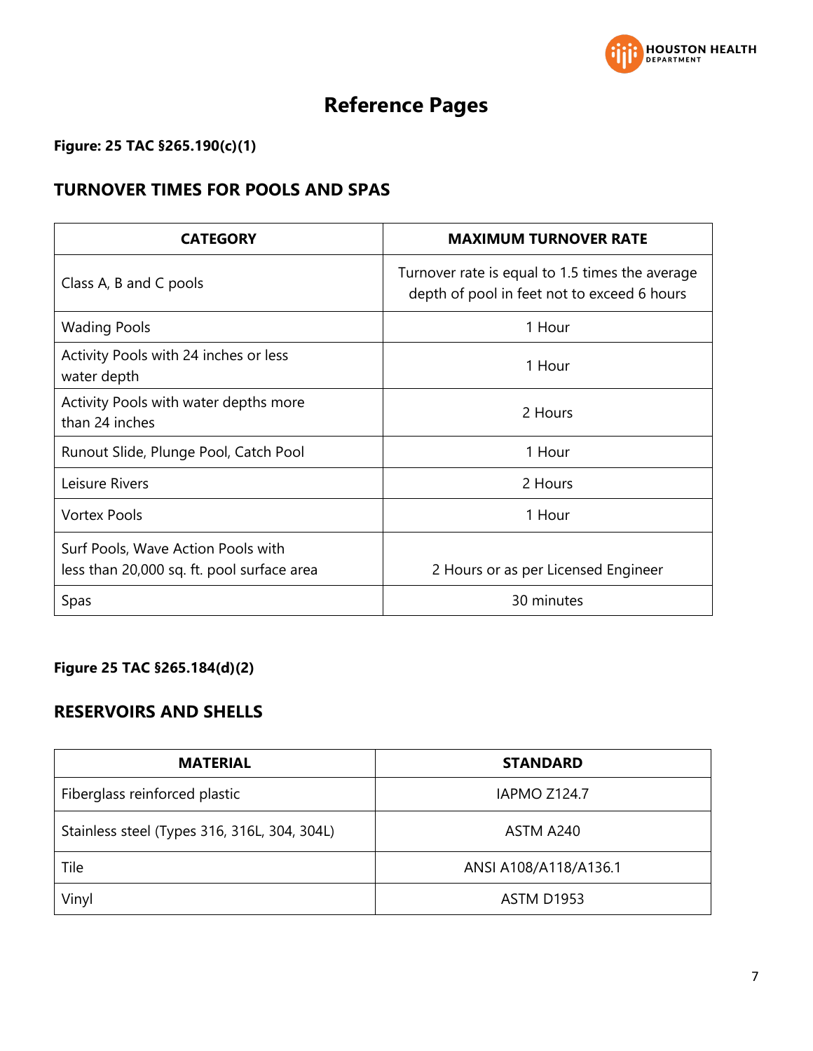# Reference Pages

**Figure: 25 TAC §265.190(c)(1)**

## TURNOVER TIMES FOR POOLS AND SPAS

| CATEGORY | MAXIMUM TURNOVER RATE |
|---|---|
| Class A, B and C pools | Turnover rate is equal to 1.5 times the average depth of pool in feet not to exceed 6 hours |
| Wading Pools | 1 Hour |
| Activity Pools with 24 inches or less water depth | 1 Hour |
| Activity Pools with water depths more than 24 inches | 2 Hours |
| Runout Slide, Plunge Pool, Catch Pool | 1 Hour |
| Leisure Rivers | 2 Hours |
| Vortex Pools | 1 Hour |
| Surf Pools, Wave Action Pools with less than 20,000 sq. ft. pool surface area | 2 Hours or as per Licensed Engineer |
| Spas | 30 minutes |

**Figure 25 TAC §265.184(d)(2)**

## RESERVOIRS AND SHELLS

| MATERIAL | STANDARD |
|---|---|
| Fiberglass reinforced plastic | IAPMO Z124.7 |
| Stainless steel (Types 316, 316L, 304, 304L) | ASTM A240 |
| Tile | ANSI A108/A118/A136.1 |
| Vinyl | ASTM D1953 |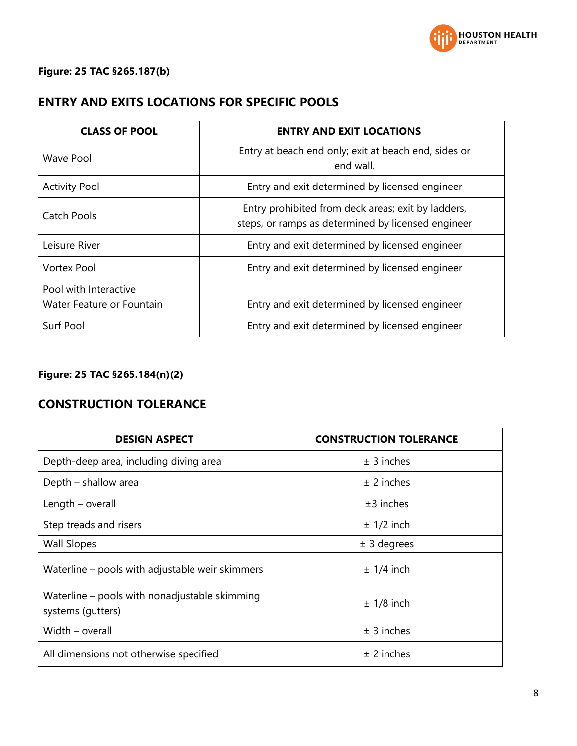**Figure: 25 TAC §265.187(b)**

## ENTRY AND EXITS LOCATIONS FOR SPECIFIC POOLS

| CLASS OF POOL | ENTRY AND EXIT LOCATIONS |
|---|---|
| Wave Pool | Entry at beach end only; exit at beach end, sides or end wall. |
| Activity Pool | Entry and exit determined by licensed engineer |
| Catch Pools | Entry prohibited from deck areas; exit by ladders, steps, or ramps as determined by licensed engineer |
| Leisure River | Entry and exit determined by licensed engineer |
| Vortex Pool | Entry and exit determined by licensed engineer |
| Pool with Interactive Water Feature or Fountain | Entry and exit determined by licensed engineer |
| Surf Pool | Entry and exit determined by licensed engineer |

**Figure: 25 TAC §265.184(n)(2)**

## CONSTRUCTION TOLERANCE

| DESIGN ASPECT | CONSTRUCTION TOLERANCE |
|---|---|
| Depth-deep area, including diving area | ± 3 inches |
| Depth – shallow area | ± 2 inches |
| Length – overall | ±3 inches |
| Step treads and risers | ± 1/2 inch |
| Wall Slopes | ± 3 degrees |
| Waterline – pools with adjustable weir skimmers | ± 1/4 inch |
| Waterline – pools with nonadjustable skimming systems (gutters) | ± 1/8 inch |
| Width – overall | ± 3 inches |
| All dimensions not otherwise specified | ± 2 inches |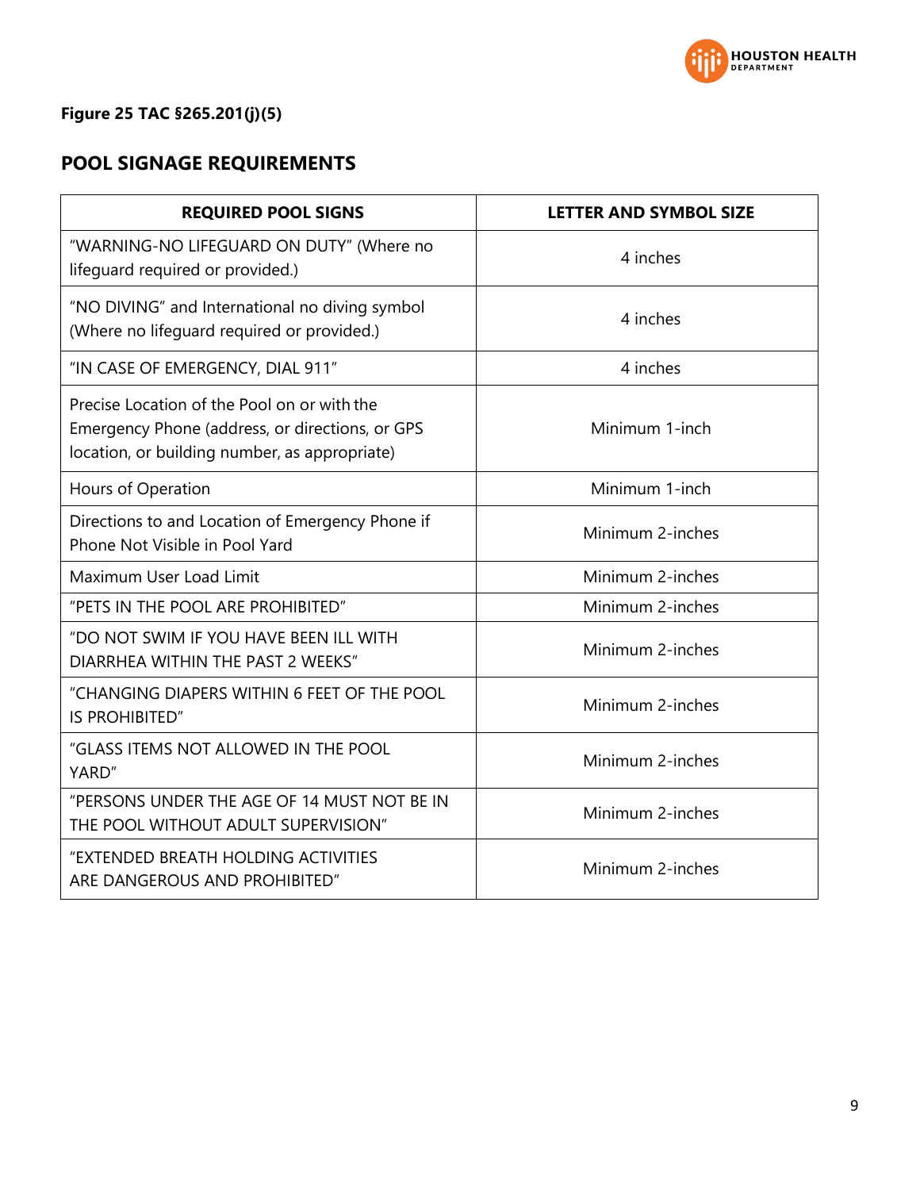**Figure 25 TAC §265.201(j)(5)**

## POOL SIGNAGE REQUIREMENTS

| REQUIRED POOL SIGNS | LETTER AND SYMBOL SIZE |
| --- | --- |
| "WARNING-NO LIFEGUARD ON DUTY" (Where no lifeguard required or provided.) | 4 inches |
| "NO DIVING" and International no diving symbol (Where no lifeguard required or provided.) | 4 inches |
| "IN CASE OF EMERGENCY, DIAL 911" | 4 inches |
| Precise Location of the Pool on or with the Emergency Phone (address, or directions, or GPS location, or building number, as appropriate) | Minimum 1-inch |
| Hours of Operation | Minimum 1-inch |
| Directions to and Location of Emergency Phone if Phone Not Visible in Pool Yard | Minimum 2-inches |
| Maximum User Load Limit | Minimum 2-inches |
| "PETS IN THE POOL ARE PROHIBITED" | Minimum 2-inches |
| "DO NOT SWIM IF YOU HAVE BEEN ILL WITH DIARRHEA WITHIN THE PAST 2 WEEKS" | Minimum 2-inches |
| "CHANGING DIAPERS WITHIN 6 FEET OF THE POOL IS PROHIBITED" | Minimum 2-inches |
| "GLASS ITEMS NOT ALLOWED IN THE POOL YARD" | Minimum 2-inches |
| "PERSONS UNDER THE AGE OF 14 MUST NOT BE IN THE POOL WITHOUT ADULT SUPERVISION" | Minimum 2-inches |
| "EXTENDED BREATH HOLDING ACTIVITIES ARE DANGEROUS AND PROHIBITED" | Minimum 2-inches |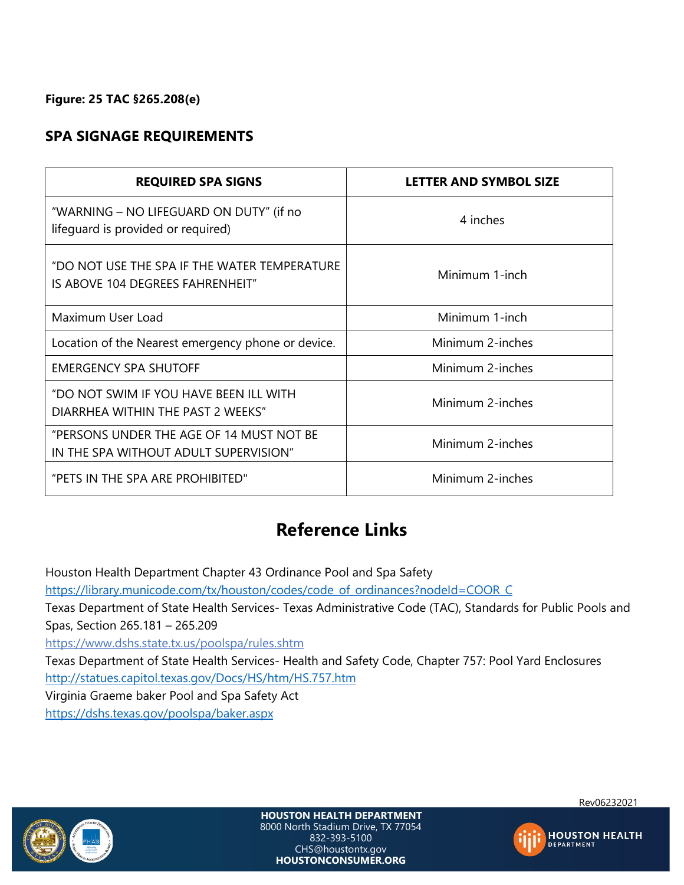**Figure: 25 TAC §265.208(e)**

## SPA SIGNAGE REQUIREMENTS

| REQUIRED SPA SIGNS | LETTER AND SYMBOL SIZE |
| --- | --- |
| "WARNING – NO LIFEGUARD ON DUTY" (if no lifeguard is provided or required) | 4 inches |
| "DO NOT USE THE SPA IF THE WATER TEMPERATURE IS ABOVE 104 DEGREES FAHRENHEIT" | Minimum 1-inch |
| Maximum User Load | Minimum 1-inch |
| Location of the Nearest emergency phone or device. | Minimum 2-inches |
| EMERGENCY SPA SHUTOFF | Minimum 2-inches |
| "DO NOT SWIM IF YOU HAVE BEEN ILL WITH DIARRHEA WITHIN THE PAST 2 WEEKS" | Minimum 2-inches |
| "PERSONS UNDER THE AGE OF 14 MUST NOT BE IN THE SPA WITHOUT ADULT SUPERVISION" | Minimum 2-inches |
| "PETS IN THE SPA ARE PROHIBITED" | Minimum 2-inches |

## Reference Links

Houston Health Department Chapter 43 Ordinance Pool and Spa Safety
https://library.municode.com/tx/houston/codes/code_of_ordinances?nodeId=COOR_C
Texas Department of State Health Services- Texas Administrative Code (TAC), Standards for Public Pools and Spas, Section 265.181 – 265.209
https://www.dshs.state.tx.us/poolspa/rules.shtm
Texas Department of State Health Services- Health and Safety Code, Chapter 757: Pool Yard Enclosures
http://statues.capitol.texas.gov/Docs/HS/htm/HS.757.htm
Virginia Graeme baker Pool and Spa Safety Act
https://dshs.texas.gov/poolspa/baker.aspx

Rev06232021

**HOUSTON HEALTH DEPARTMENT**
8000 North Stadium Drive, TX 77054
832-393-5100
CHS@houstontx.gov
**HOUSTONCONSUMER.ORG**